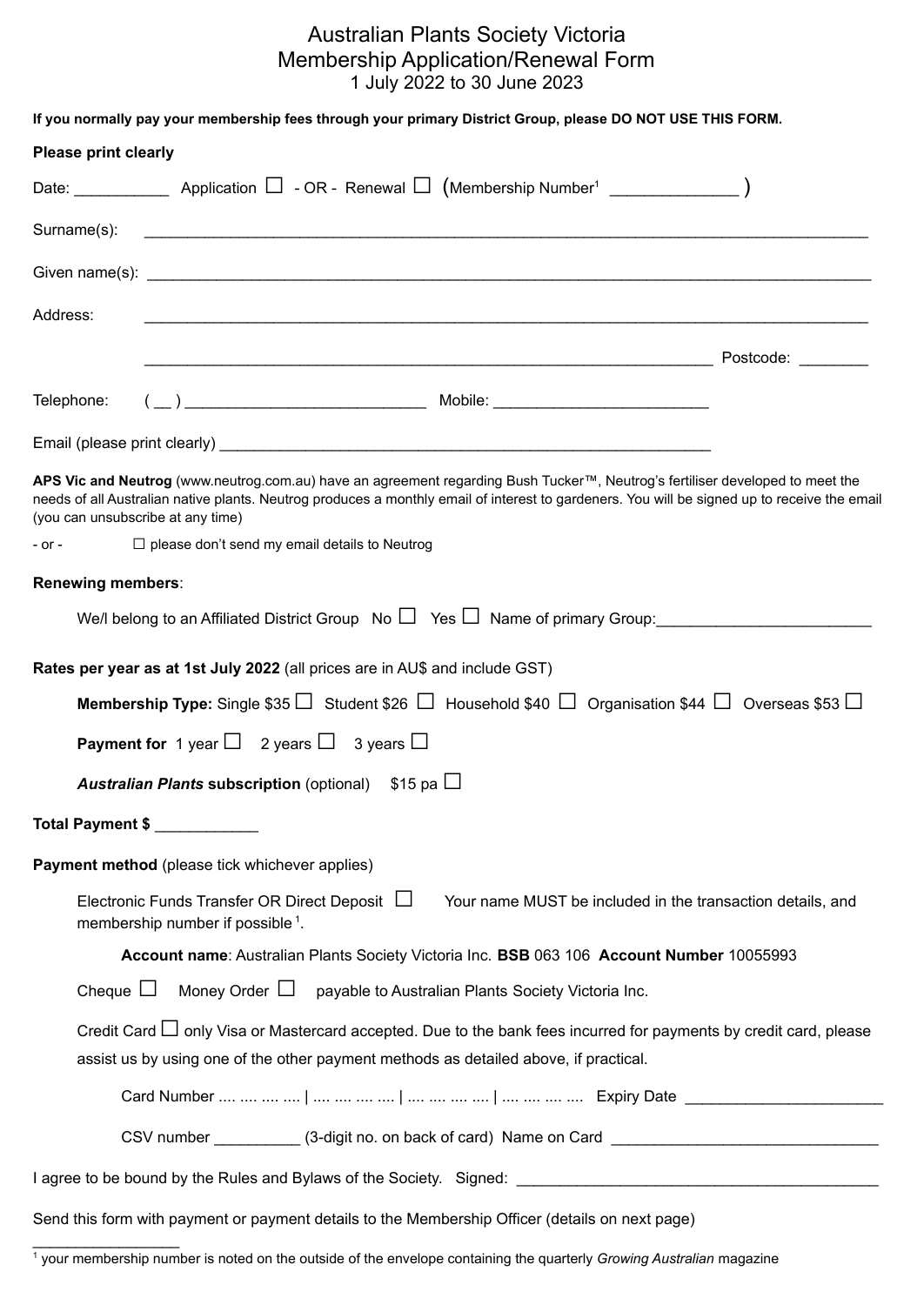# Australian Plants Society Victoria
## Membership Application/Renewal Form
1 July 2022 to 30 June 2023

**If you normally pay your membership fees through your primary District Group, please DO NOT USE THIS FORM.**

**Please print clearly**

Date: ___________ Application ☐ - OR - Renewal ☐ (Membership Number[1] ______________ )

Surname(s): ________________________________________________________________________________

Given name(s): ______________________________________________________________________________

Address: __________________________________________________________________________________

__________________________________________________________________ Postcode: ________

Telephone: ( __ ) ____________________________ Mobile: _________________________

Email (please print clearly) __________________________________________________________

**APS Vic and Neutrog** (www.neutrog.com.au) have an agreement regarding Bush Tucker™, Neutrog's fertiliser developed to meet the needs of all Australian native plants. Neutrog produces a monthly email of interest to gardeners. You will be signed up to receive the email (you can unsubscribe at any time)

- or - ☐ please don't send my email details to Neutrog

**Renewing members**:

We/I belong to an Affiliated District Group No ☐ Yes ☐ Name of primary Group:_________________________

**Rates per year as at 1st July 2022** (all prices are in AU$ and include GST)

**Membership Type:** Single $35 ☐ Student $26 ☐ Household $40 ☐ Organisation $44 ☐ Overseas $53 ☐

**Payment for** 1 year ☐ 2 years ☐ 3 years ☐

***Australian Plants* subscription** (optional) $15 pa ☐

**Total Payment $** ____________

**Payment method** (please tick whichever applies)

Electronic Funds Transfer OR Direct Deposit ☐ Your name MUST be included in the transaction details, and membership number if possible [1].

**Account name**: Australian Plants Society Victoria Inc. **BSB** 063 106 **Account Number** 10055993

Cheque ☐ Money Order ☐ payable to Australian Plants Society Victoria Inc.

Credit Card ☐ only Visa or Mastercard accepted. Due to the bank fees incurred for payments by credit card, please assist us by using one of the other payment methods as detailed above, if practical.

Card Number .... .... .... .... | .... .... .... .... | .... .... .... .... | .... .... .... .... Expiry Date ______________________

CSV number __________ (3-digit no. on back of card) Name on Card ______________________________

I agree to be bound by the Rules and Bylaws of the Society. Signed: __________________________________________

Send this form with payment or payment details to the Membership Officer (details on next page)

---

[1] your membership number is noted on the outside of the envelope containing the quarterly *Growing Australian* magazine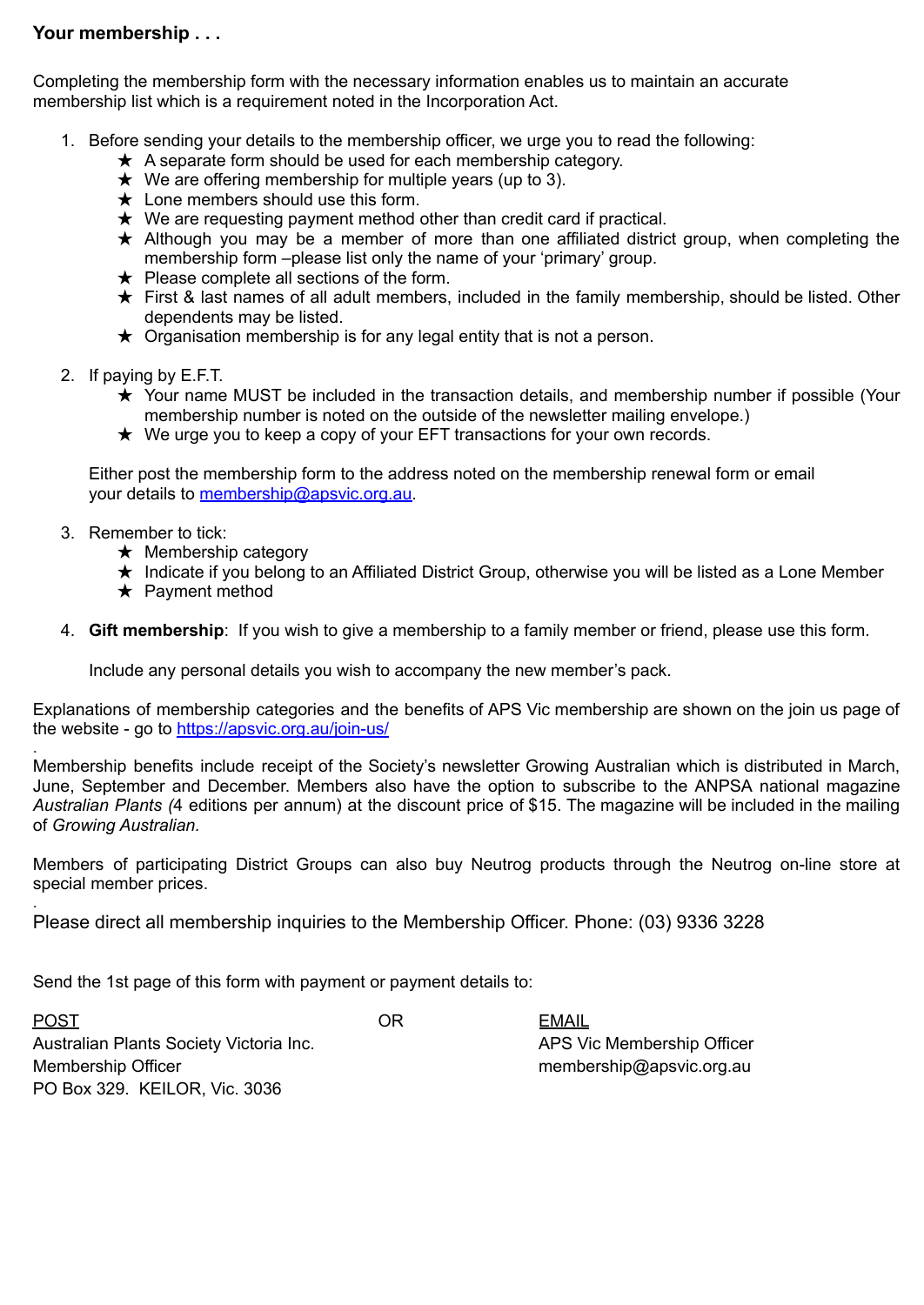**Your membership . . .**

Completing the membership form with the necessary information enables us to maintain an accurate membership list which is a requirement noted in the Incorporation Act.

1. Before sending your details to the membership officer, we urge you to read the following:
   - ★ A separate form should be used for each membership category.
   - ★ We are offering membership for multiple years (up to 3).
   - ★ Lone members should use this form.
   - ★ We are requesting payment method other than credit card if practical.
   - ★ Although you may be a member of more than one affiliated district group, when completing the membership form –please list only the name of your 'primary' group.
   - ★ Please complete all sections of the form.
   - ★ First & last names of all adult members, included in the family membership, should be listed. Other dependents may be listed.
   - ★ Organisation membership is for any legal entity that is not a person.

2. If paying by E.F.T.
   - ★ Your name MUST be included in the transaction details, and membership number if possible (Your membership number is noted on the outside of the newsletter mailing envelope.)
   - ★ We urge you to keep a copy of your EFT transactions for your own records.

   Either post the membership form to the address noted on the membership renewal form or email your details to membership@apsvic.org.au.

3. Remember to tick:
   - ★ Membership category
   - ★ Indicate if you belong to an Affiliated District Group, otherwise you will be listed as a Lone Member
   - ★ Payment method

4. **Gift membership**: If you wish to give a membership to a family member or friend, please use this form.

   Include any personal details you wish to accompany the new member's pack.

Explanations of membership categories and the benefits of APS Vic membership are shown on the join us page of the website - go to https://apsvic.org.au/join-us/

Membership benefits include receipt of the Society's newsletter Growing Australian which is distributed in March, June, September and December. Members also have the option to subscribe to the ANPSA national magazine *Australian Plants (*4 editions per annum) at the discount price of $15. The magazine will be included in the mailing of *Growing Australian.*

Members of participating District Groups can also buy Neutrog products through the Neutrog on-line store at special member prices.

Please direct all membership inquiries to the Membership Officer. Phone: (03) 9336 3228

Send the 1st page of this form with payment or payment details to:

POST
Australian Plants Society Victoria Inc.
Membership Officer
PO Box 329. KEILOR, Vic. 3036

OR

EMAIL
APS Vic Membership Officer
membership@apsvic.org.au